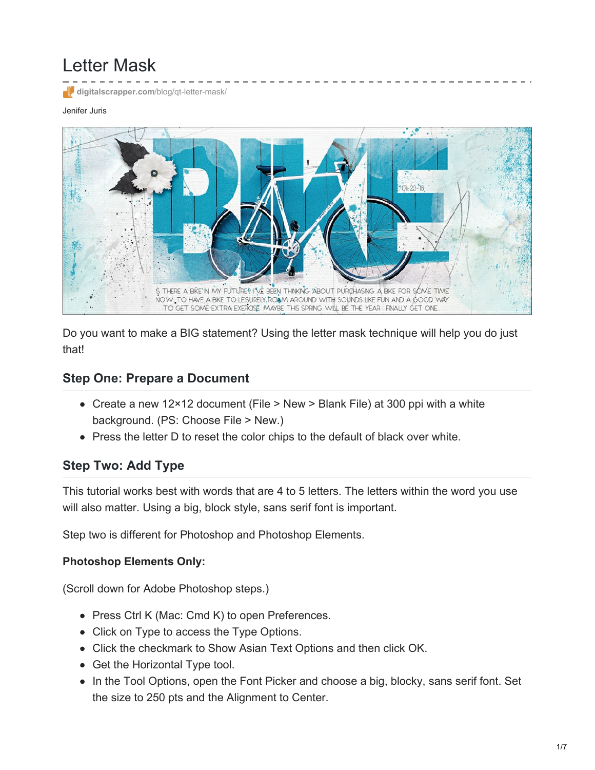# Letter Mask

digitalscrapper.com/blog/qt-letter-mask/

Jenifer Juris

Do you want to make a BIG statement? Using the letter mask technique will help you do just that!

### Step One: Prepare a Document

- Create a new 12×12 document (File > New > Blank File) at 300 ppi with a white background. (PS: Choose File > New.)
- Press the letter D to reset the color chips to the default of black over white.

### Step Two: Add Type

This tutorial works best with words that are 4 to 5 letters. The letters within the word you use will also matter. Using a big, block style, sans serif font is important.

Step two is different for Photoshop and Photoshop Elements.

**Photoshop Elements Only:**

(Scroll down for Adobe Photoshop steps.)

- Press Ctrl K (Mac: Cmd K) to open Preferences.
- Click on Type to access the Type Options.
- Click the checkmark to Show Asian Text Options and then click OK.
- Get the Horizontal Type tool.
- In the Tool Options, open the Font Picker and choose a big, blocky, sans serif font. Set the size to 250 pts and the Alignment to Center.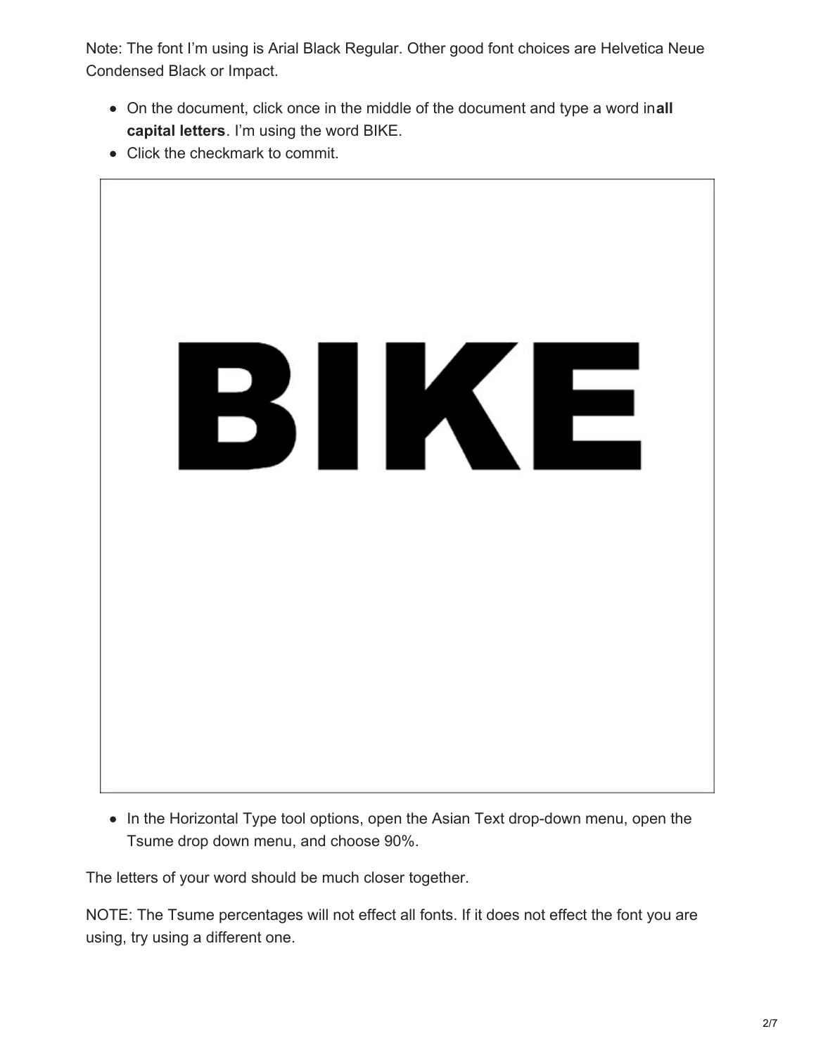Note: The font I'm using is Arial Black Regular. Other good font choices are Helvetica Neue Condensed Black or Impact.

- On the document, click once in the middle of the document and type a word in **all capital letters**. I'm using the word BIKE.
- Click the checkmark to commit.

BIKE

- In the Horizontal Type tool options, open the Asian Text drop-down menu, open the Tsume drop down menu, and choose 90%.

The letters of your word should be much closer together.

NOTE: The Tsume percentages will not effect all fonts. If it does not effect the font you are using, try using a different one.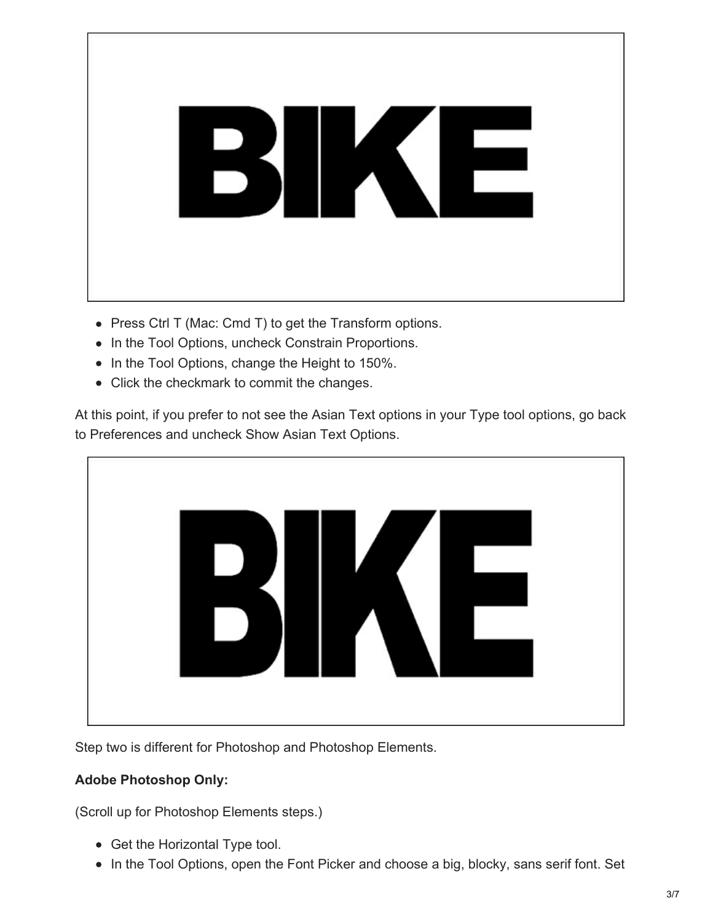- Press Ctrl T (Mac: Cmd T) to get the Transform options.
- In the Tool Options, uncheck Constrain Proportions.
- In the Tool Options, change the Height to 150%.
- Click the checkmark to commit the changes.

At this point, if you prefer to not see the Asian Text options in your Type tool options, go back to Preferences and uncheck Show Asian Text Options.

Step two is different for Photoshop and Photoshop Elements.

**Adobe Photoshop Only:**

(Scroll up for Photoshop Elements steps.)

- Get the Horizontal Type tool.
- In the Tool Options, open the Font Picker and choose a big, blocky, sans serif font. Set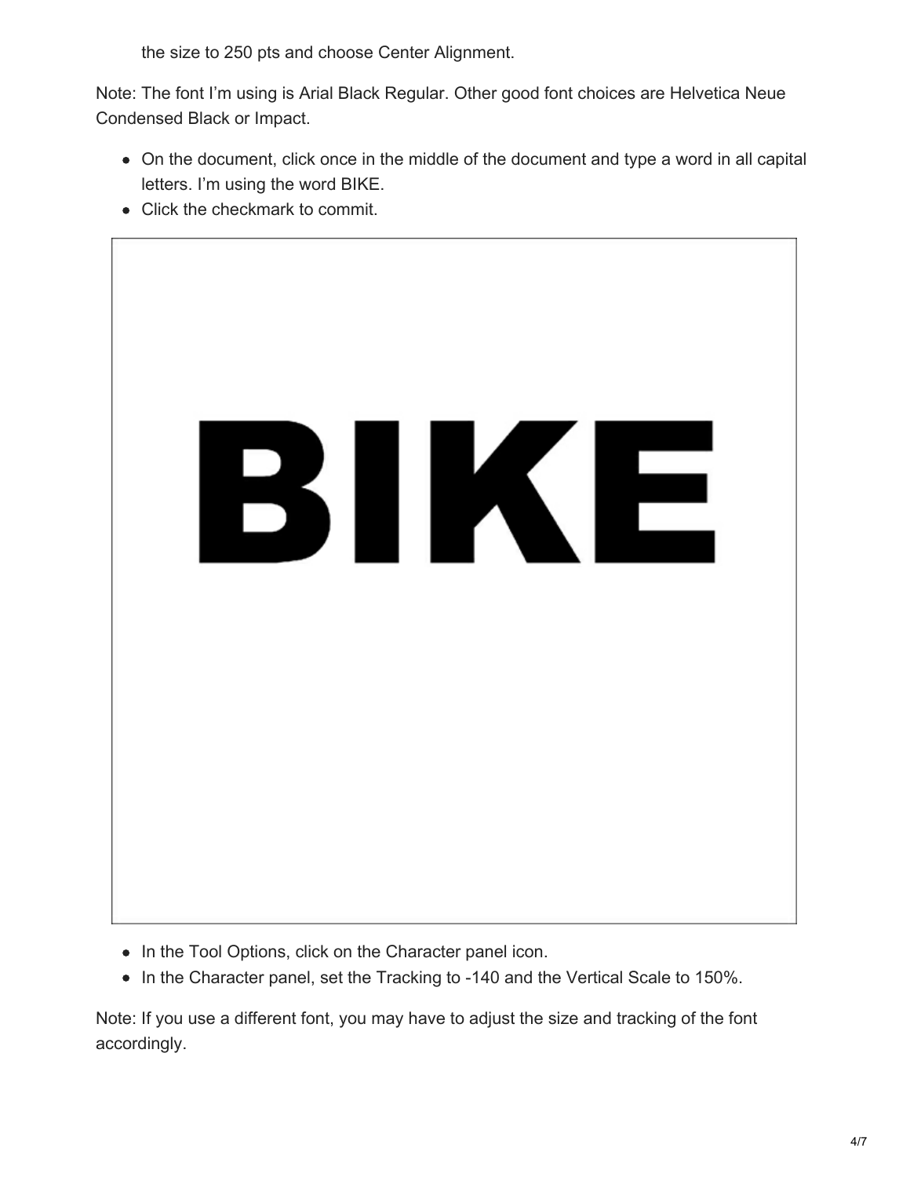the size to 250 pts and choose Center Alignment.

Note: The font I'm using is Arial Black Regular. Other good font choices are Helvetica Neue Condensed Black or Impact.

- On the document, click once in the middle of the document and type a word in all capital letters. I'm using the word BIKE.
- Click the checkmark to commit.

- In the Tool Options, click on the Character panel icon.
- In the Character panel, set the Tracking to -140 and the Vertical Scale to 150%.

Note: If you use a different font, you may have to adjust the size and tracking of the font accordingly.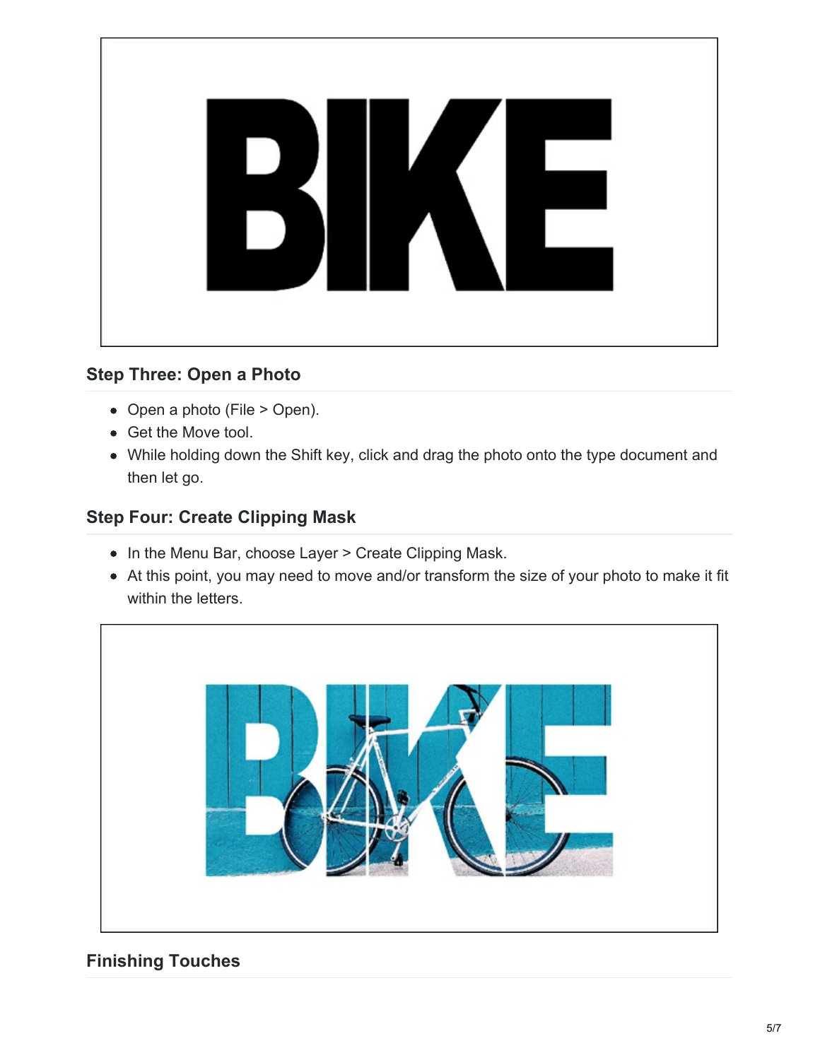## Step Three: Open a Photo

- Open a photo (File > Open).
- Get the Move tool.
- While holding down the Shift key, click and drag the photo onto the type document and then let go.

## Step Four: Create Clipping Mask

- In the Menu Bar, choose Layer > Create Clipping Mask.
- At this point, you may need to move and/or transform the size of your photo to make it fit within the letters.

## Finishing Touches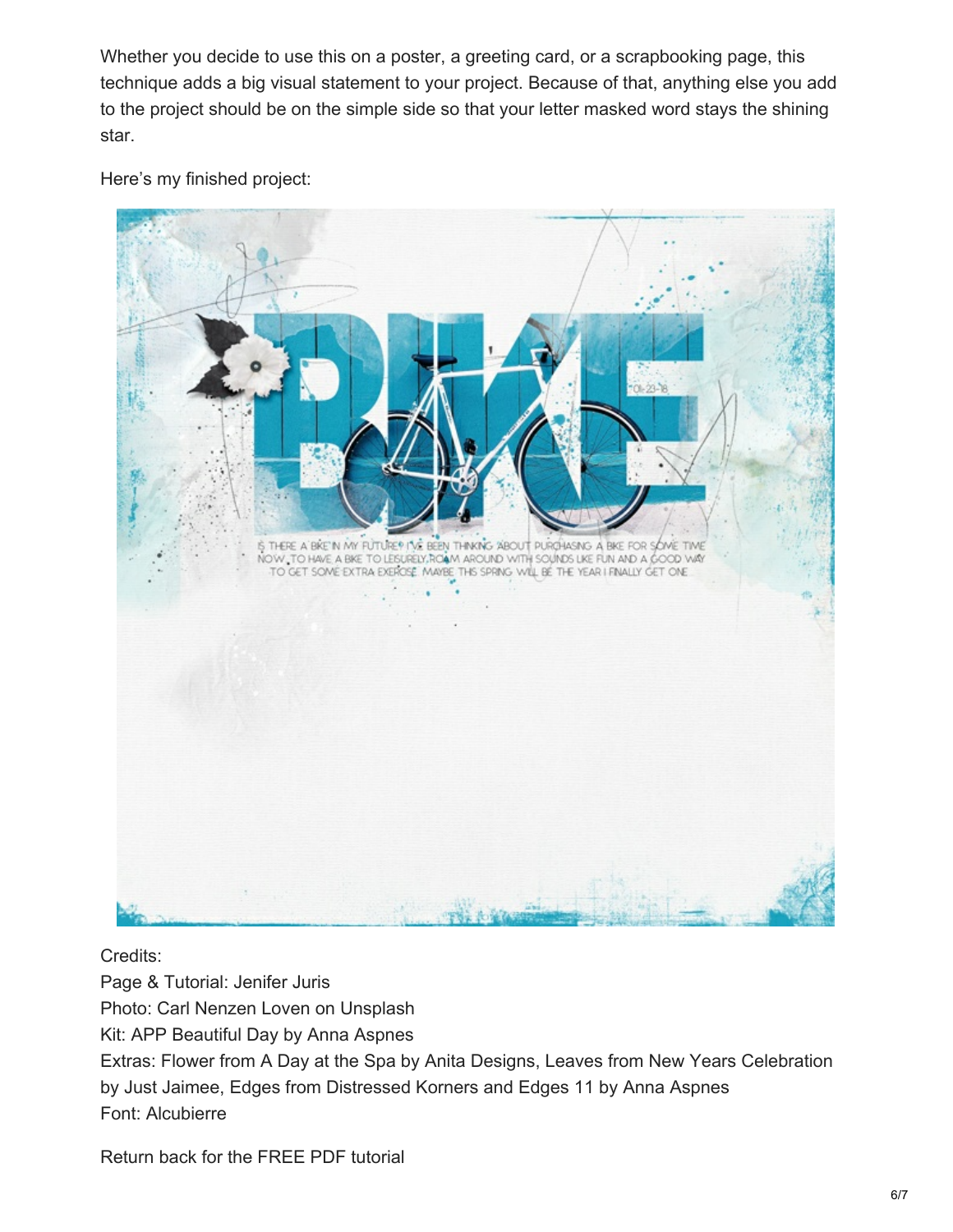Whether you decide to use this on a poster, a greeting card, or a scrapbooking page, this technique adds a big visual statement to your project. Because of that, anything else you add to the project should be on the simple side so that your letter masked word stays the shining star.

Here's my finished project:

Credits:
Page & Tutorial: Jenifer Juris
Photo: Carl Nenzen Loven on Unsplash
Kit: APP Beautiful Day by Anna Aspnes
Extras: Flower from A Day at the Spa by Anita Designs, Leaves from New Years Celebration by Just Jaimee, Edges from Distressed Korners and Edges 11 by Anna Aspnes
Font: Alcubierre

Return back for the FREE PDF tutorial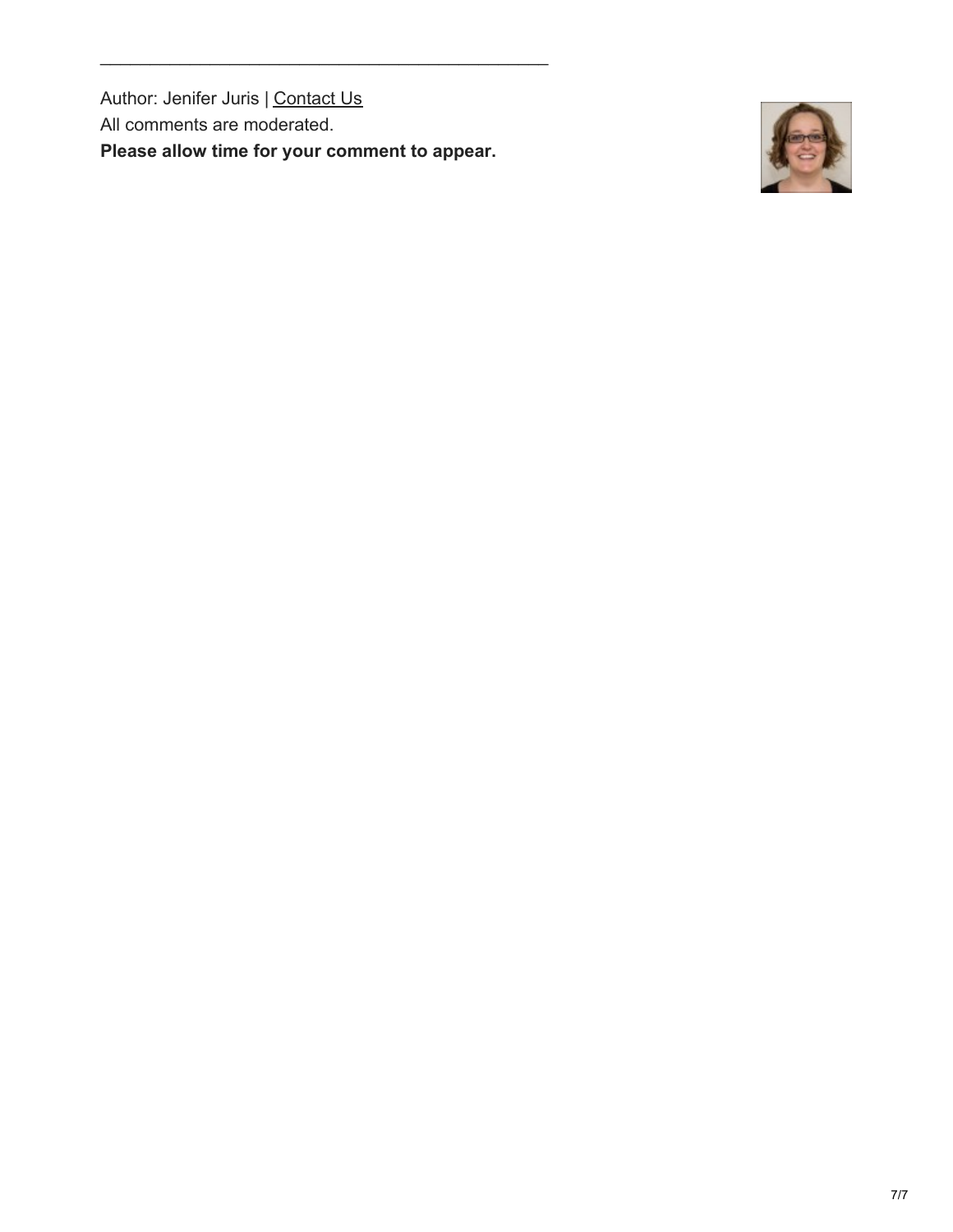---

Author: Jenifer Juris | Contact Us
All comments are moderated.
**Please allow time for your comment to appear.**